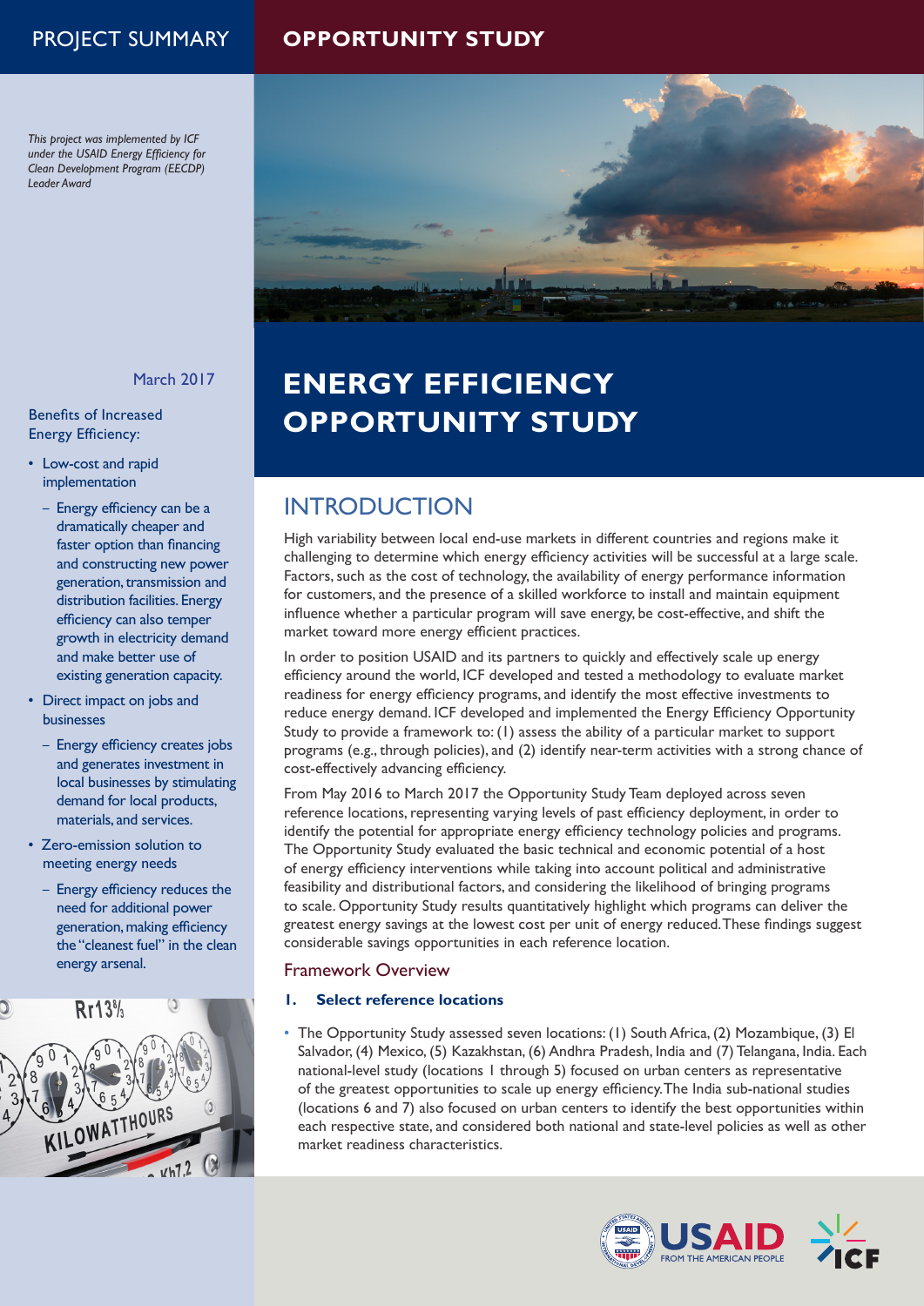PROJECT SUMMARY

**OPPORTUNITY STUDY**

*This project was implemented by ICF under the USAID Energy Efficiency for Clean Development Program (EECDP) Leader Award*

March 2017

Benefits of Increased Energy Efficiency:

- Low-cost and rapid implementation
  - Energy efficiency can be a dramatically cheaper and faster option than financing and constructing new power generation, transmission and distribution facilities. Energy efficiency can also temper growth in electricity demand and make better use of existing generation capacity.
- Direct impact on jobs and businesses
  - Energy efficiency creates jobs and generates investment in local businesses by stimulating demand for local products, materials, and services.
- Zero-emission solution to meeting energy needs
  - Energy efficiency reduces the need for additional power generation, making efficiency the "cleanest fuel" in the clean energy arsenal.

# ENERGY EFFICIENCY OPPORTUNITY STUDY

## INTRODUCTION

High variability between local end-use markets in different countries and regions make it challenging to determine which energy efficiency activities will be successful at a large scale. Factors, such as the cost of technology, the availability of energy performance information for customers, and the presence of a skilled workforce to install and maintain equipment influence whether a particular program will save energy, be cost-effective, and shift the market toward more energy efficient practices.

In order to position USAID and its partners to quickly and effectively scale up energy efficiency around the world, ICF developed and tested a methodology to evaluate market readiness for energy efficiency programs, and identify the most effective investments to reduce energy demand. ICF developed and implemented the Energy Efficiency Opportunity Study to provide a framework to: (1) assess the ability of a particular market to support programs (e.g., through policies), and (2) identify near-term activities with a strong chance of cost-effectively advancing efficiency.

From May 2016 to March 2017 the Opportunity Study Team deployed across seven reference locations, representing varying levels of past efficiency deployment, in order to identify the potential for appropriate energy efficiency technology policies and programs. The Opportunity Study evaluated the basic technical and economic potential of a host of energy efficiency interventions while taking into account political and administrative feasibility and distributional factors, and considering the likelihood of bringing programs to scale. Opportunity Study results quantitatively highlight which programs can deliver the greatest energy savings at the lowest cost per unit of energy reduced. These findings suggest considerable savings opportunities in each reference location.

### Framework Overview

#### 1. Select reference locations

- The Opportunity Study assessed seven locations: (1) South Africa, (2) Mozambique, (3) El Salvador, (4) Mexico, (5) Kazakhstan, (6) Andhra Pradesh, India and (7) Telangana, India. Each national-level study (locations 1 through 5) focused on urban centers as representative of the greatest opportunities to scale up energy efficiency. The India sub-national studies (locations 6 and 7) also focused on urban centers to identify the best opportunities within each respective state, and considered both national and state-level policies as well as other market readiness characteristics.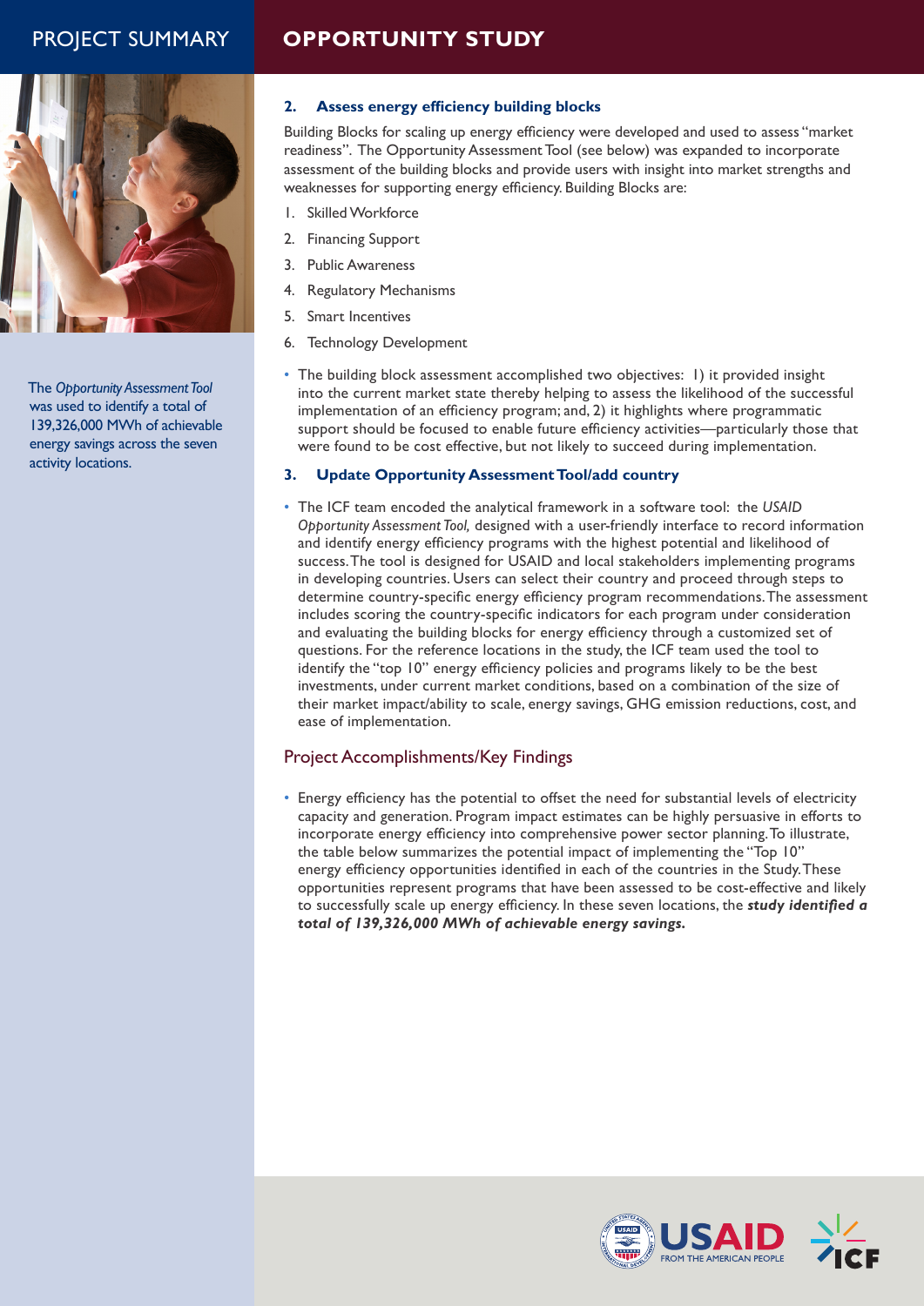## 2. Assess energy efficiency building blocks

Building Blocks for scaling up energy efficiency were developed and used to assess "market readiness". The Opportunity Assessment Tool (see below) was expanded to incorporate assessment of the building blocks and provide users with insight into market strengths and weaknesses for supporting energy efficiency. Building Blocks are:

1. Skilled Workforce
2. Financing Support
3. Public Awareness
4. Regulatory Mechanisms
5. Smart Incentives
6. Technology Development

- The building block assessment accomplished two objectives: 1) it provided insight into the current market state thereby helping to assess the likelihood of the successful implementation of an efficiency program; and, 2) it highlights where programmatic support should be focused to enable future efficiency activities—particularly those that were found to be cost effective, but not likely to succeed during implementation.

## 3. Update Opportunity Assessment Tool/add country

- The ICF team encoded the analytical framework in a software tool: the *USAID Opportunity Assessment Tool,* designed with a user-friendly interface to record information and identify energy efficiency programs with the highest potential and likelihood of success. The tool is designed for USAID and local stakeholders implementing programs in developing countries. Users can select their country and proceed through steps to determine country-specific energy efficiency program recommendations. The assessment includes scoring the country-specific indicators for each program under consideration and evaluating the building blocks for energy efficiency through a customized set of questions. For the reference locations in the study, the ICF team used the tool to identify the "top 10" energy efficiency policies and programs likely to be the best investments, under current market conditions, based on a combination of the size of their market impact/ability to scale, energy savings, GHG emission reductions, cost, and ease of implementation.

## Project Accomplishments/Key Findings

- Energy efficiency has the potential to offset the need for substantial levels of electricity capacity and generation. Program impact estimates can be highly persuasive in efforts to incorporate energy efficiency into comprehensive power sector planning. To illustrate, the table below summarizes the potential impact of implementing the "Top 10" energy efficiency opportunities identified in each of the countries in the Study. These opportunities represent programs that have been assessed to be cost-effective and likely to successfully scale up energy efficiency. In these seven locations, the ***study identified a total of 139,326,000 MWh of achievable energy savings.***

The *Opportunity Assessment Tool* was used to identify a total of 139,326,000 MWh of achievable energy savings across the seven activity locations.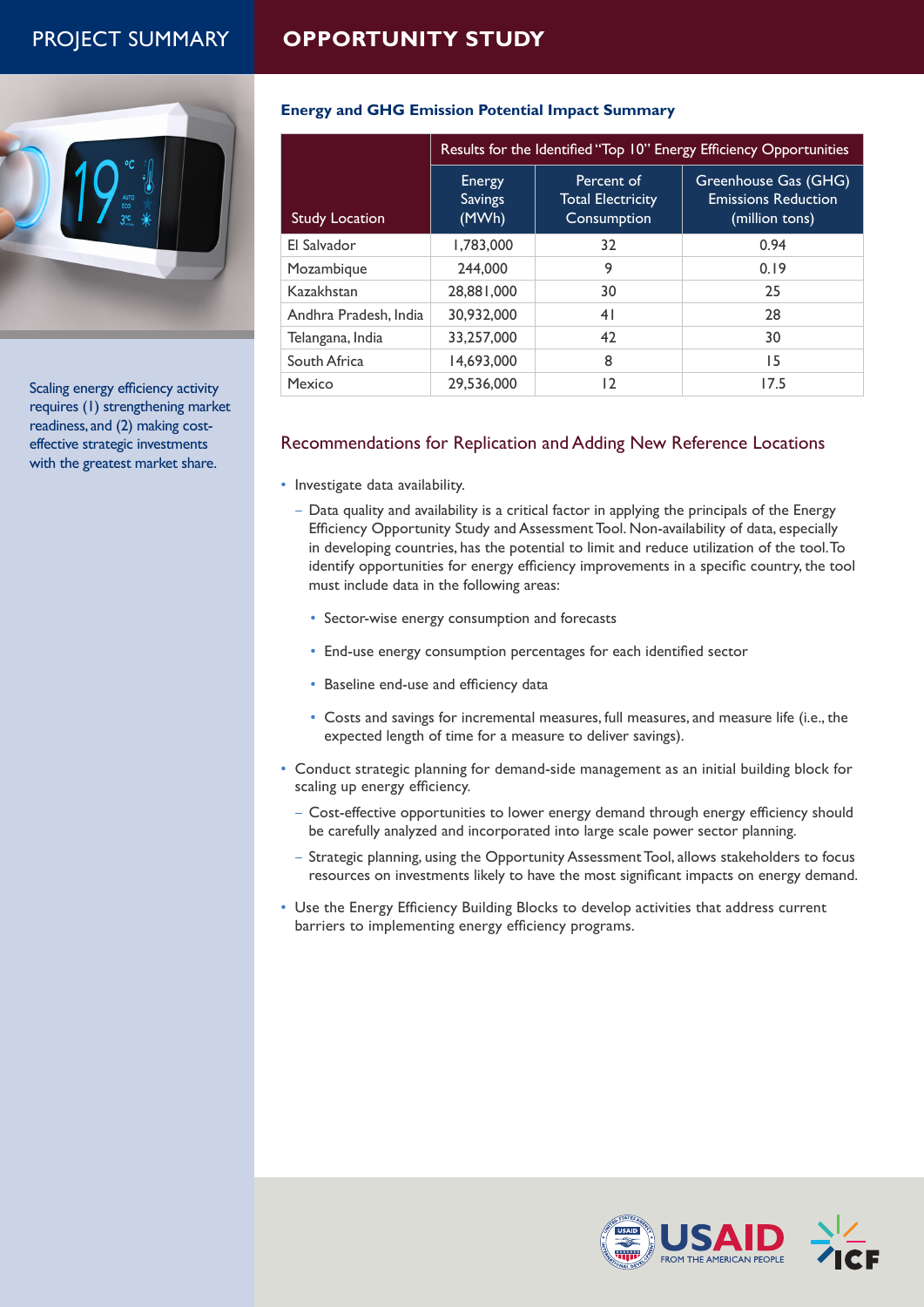PROJECT SUMMARY

# OPPORTUNITY STUDY

Scaling energy efficiency activity requires (1) strengthening market readiness, and (2) making cost-effective strategic investments with the greatest market share.

### Energy and GHG Emission Potential Impact Summary

| Study Location | Results for the Identified "Top 10" Energy Efficiency Opportunities | | |
|---|---|---|---|
| | Energy Savings (MWh) | Percent of Total Electricity Consumption | Greenhouse Gas (GHG) Emissions Reduction (million tons) |
| El Salvador | 1,783,000 | 32 | 0.94 |
| Mozambique | 244,000 | 9 | 0.19 |
| Kazakhstan | 28,881,000 | 30 | 25 |
| Andhra Pradesh, India | 30,932,000 | 41 | 28 |
| Telangana, India | 33,257,000 | 42 | 30 |
| South Africa | 14,693,000 | 8 | 15 |
| Mexico | 29,536,000 | 12 | 17.5 |

## Recommendations for Replication and Adding New Reference Locations

- Investigate data availability.
  - Data quality and availability is a critical factor in applying the principals of the Energy Efficiency Opportunity Study and Assessment Tool. Non-availability of data, especially in developing countries, has the potential to limit and reduce utilization of the tool. To identify opportunities for energy efficiency improvements in a specific country, the tool must include data in the following areas:
    - Sector-wise energy consumption and forecasts
    - End-use energy consumption percentages for each identified sector
    - Baseline end-use and efficiency data
    - Costs and savings for incremental measures, full measures, and measure life (i.e., the expected length of time for a measure to deliver savings).
- Conduct strategic planning for demand-side management as an initial building block for scaling up energy efficiency.
  - Cost-effective opportunities to lower energy demand through energy efficiency should be carefully analyzed and incorporated into large scale power sector planning.
  - Strategic planning, using the Opportunity Assessment Tool, allows stakeholders to focus resources on investments likely to have the most significant impacts on energy demand.
- Use the Energy Efficiency Building Blocks to develop activities that address current barriers to implementing energy efficiency programs.

USAID FROM THE AMERICAN PEOPLE

ICF